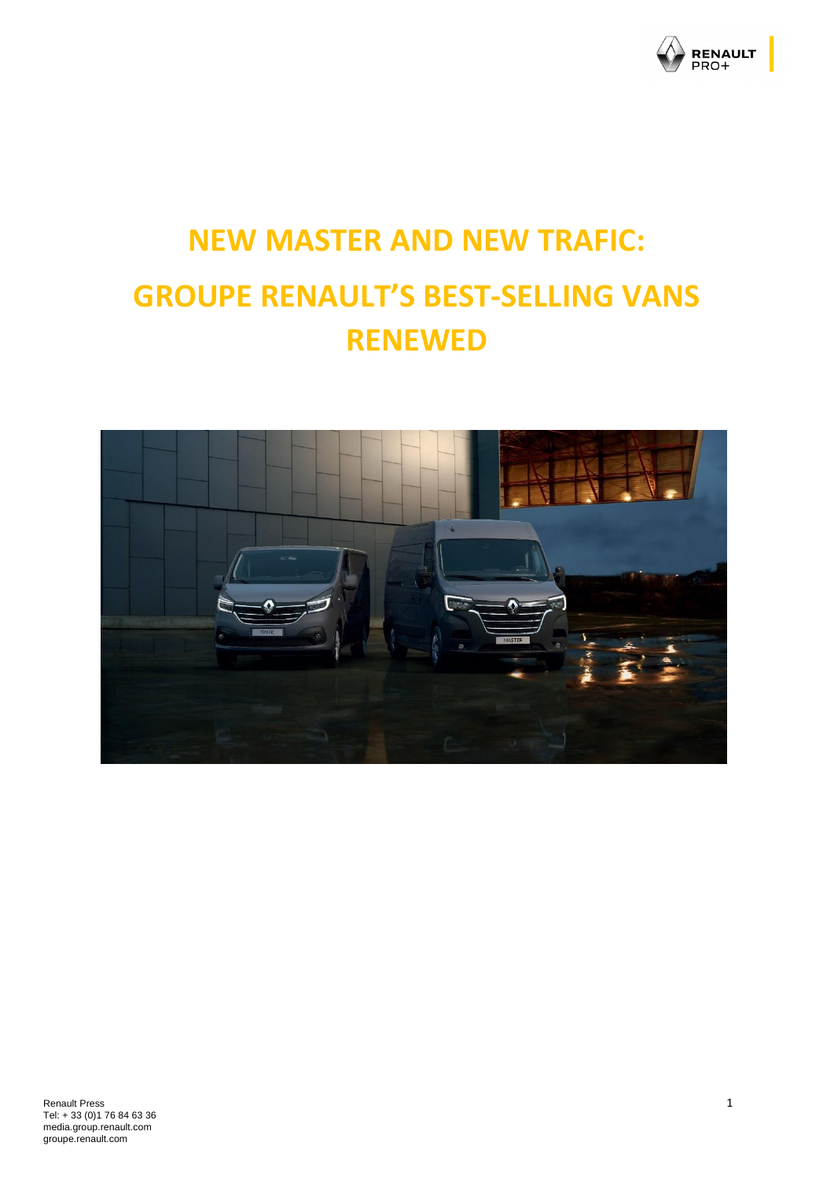# NEW MASTER AND NEW TRAFIC: GROUPE RENAULT'S BEST-SELLING VANS RENEWED

Renault Press
Tel: + 33 (0)1 76 84 63 36
media.group.renault.com
groupe.renault.com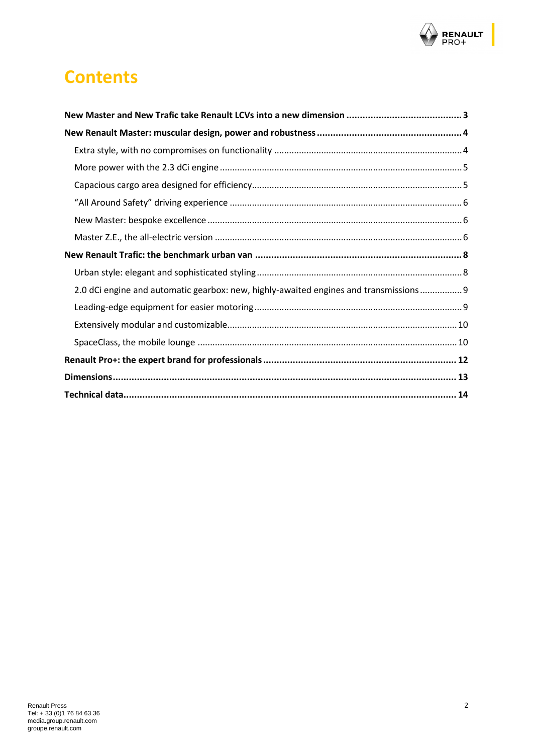# Contents

**New Master and New Trafic take Renault LCVs into a new dimension ........................................... 3**

**New Renault Master: muscular design, power and robustness ...................................................... 4**

- Extra style, with no compromises on functionality ........................................................................... 4
- More power with the 2.3 dCi engine ................................................................................................. 5
- Capacious cargo area designed for efficiency.................................................................................... 5
- “All Around Safety” driving experience ............................................................................................ 6
- New Master: bespoke excellence ...................................................................................................... 6
- Master Z.E., the all-electric version ................................................................................................... 6

**New Renault Trafic: the benchmark urban van ............................................................................ 8**

- Urban style: elegant and sophisticated styling .................................................................................. 8
- 2.0 dCi engine and automatic gearbox: new, highly-awaited engines and transmissions ................. 9
- Leading-edge equipment for easier motoring ................................................................................... 9
- Extensively modular and customizable............................................................................................ 10
- SpaceClass, the mobile lounge ........................................................................................................ 10

**Renault Pro+: the expert brand for professionals ....................................................................... 12**

**Dimensions.............................................................................................................................. 13**

**Technical data.......................................................................................................................... 14**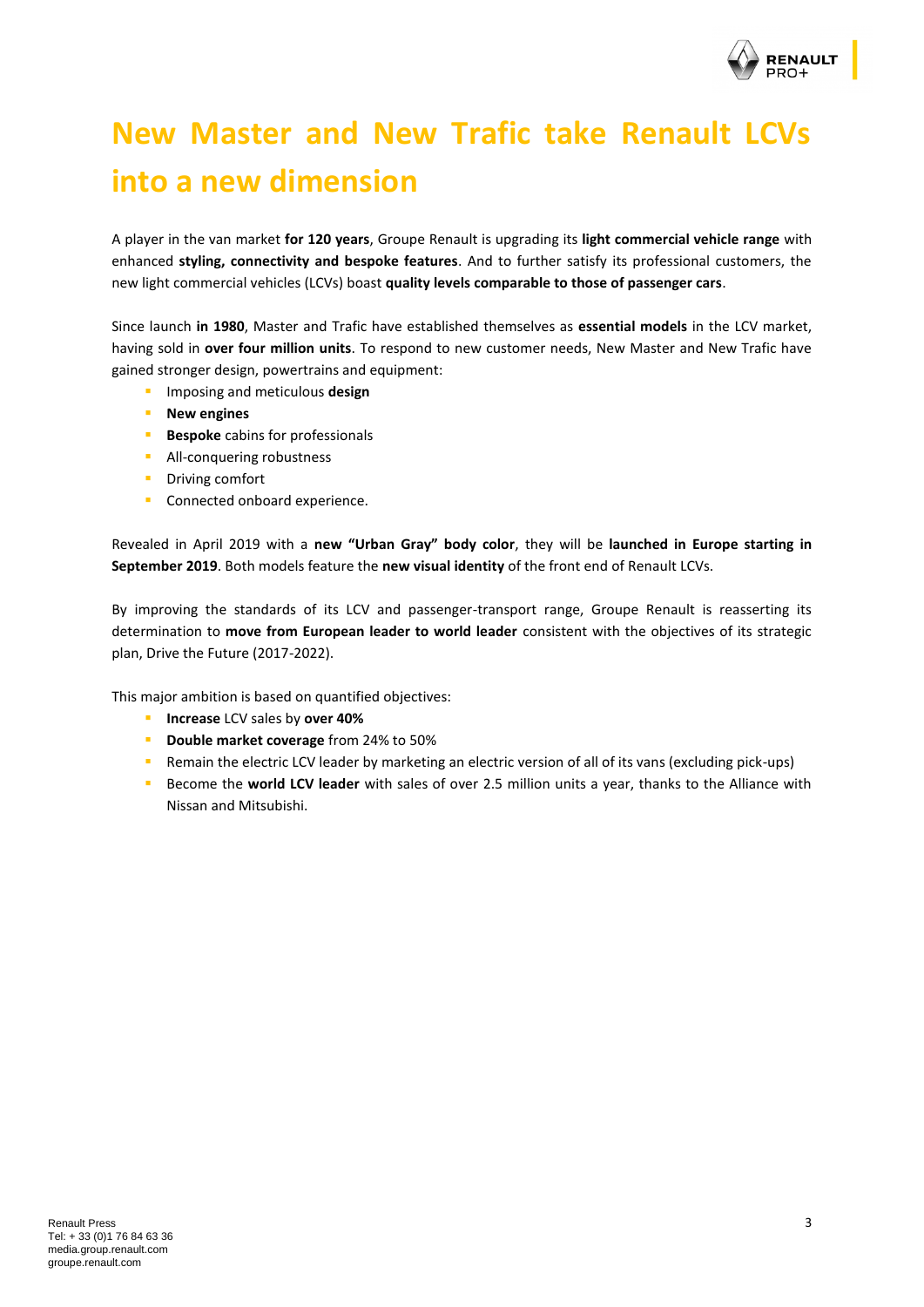# New Master and New Trafic take Renault LCVs into a new dimension

A player in the van market **for 120 years**, Groupe Renault is upgrading its **light commercial vehicle range** with enhanced **styling, connectivity and bespoke features**. And to further satisfy its professional customers, the new light commercial vehicles (LCVs) boast **quality levels comparable to those of passenger cars**.

Since launch **in 1980**, Master and Trafic have established themselves as **essential models** in the LCV market, having sold in **over four million units**. To respond to new customer needs, New Master and New Trafic have gained stronger design, powertrains and equipment:

- Imposing and meticulous **design**
- **New engines**
- **Bespoke** cabins for professionals
- All-conquering robustness
- Driving comfort
- Connected onboard experience.

Revealed in April 2019 with a **new "Urban Gray" body color**, they will be **launched in Europe starting in September 2019**. Both models feature the **new visual identity** of the front end of Renault LCVs.

By improving the standards of its LCV and passenger-transport range, Groupe Renault is reasserting its determination to **move from European leader to world leader** consistent with the objectives of its strategic plan, Drive the Future (2017-2022).

This major ambition is based on quantified objectives:

- **Increase** LCV sales by **over 40%**
- **Double market coverage** from 24% to 50%
- Remain the electric LCV leader by marketing an electric version of all of its vans (excluding pick-ups)
- Become the **world LCV leader** with sales of over 2.5 million units a year, thanks to the Alliance with Nissan and Mitsubishi.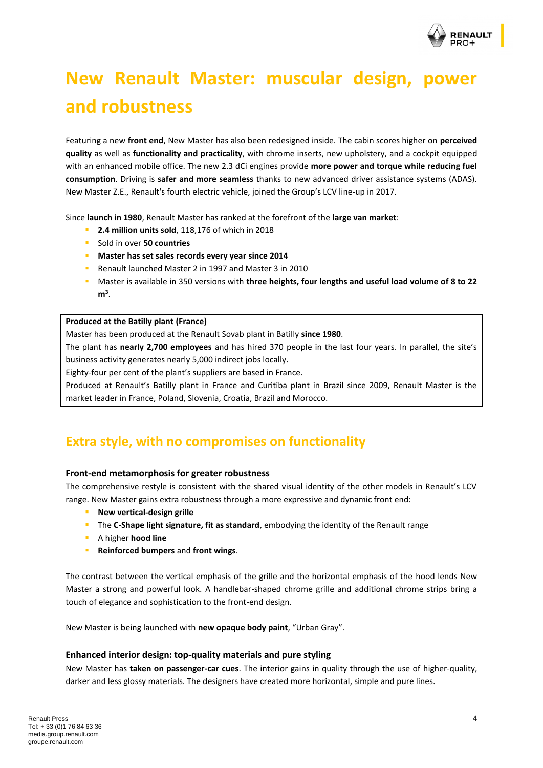# New Renault Master: muscular design, power and robustness

Featuring a new **front end**, New Master has also been redesigned inside. The cabin scores higher on **perceived quality** as well as **functionality and practicality**, with chrome inserts, new upholstery, and a cockpit equipped with an enhanced mobile office. The new 2.3 dCi engines provide **more power and torque while reducing fuel consumption**. Driving is **safer and more seamless** thanks to new advanced driver assistance systems (ADAS). New Master Z.E., Renault's fourth electric vehicle, joined the Group's LCV line-up in 2017.

Since **launch in 1980**, Renault Master has ranked at the forefront of the **large van market**:

- **2.4 million units sold**, 118,176 of which in 2018
- Sold in over **50 countries**
- **Master has set sales records every year since 2014**
- Renault launched Master 2 in 1997 and Master 3 in 2010
- Master is available in 350 versions with **three heights, four lengths and useful load volume of 8 to 22 $m^3$**.

> **Produced at the Batilly plant (France)**
>
> Master has been produced at the Renault Sovab plant in Batilly **since 1980**.
>
> The plant has **nearly 2,700 employees** and has hired 370 people in the last four years. In parallel, the site's business activity generates nearly 5,000 indirect jobs locally.
>
> Eighty-four per cent of the plant's suppliers are based in France.
>
> Produced at Renault's Batilly plant in France and Curitiba plant in Brazil since 2009, Renault Master is the market leader in France, Poland, Slovenia, Croatia, Brazil and Morocco.

## Extra style, with no compromises on functionality

### Front-end metamorphosis for greater robustness

The comprehensive restyle is consistent with the shared visual identity of the other models in Renault's LCV range. New Master gains extra robustness through a more expressive and dynamic front end:

- **New vertical-design grille**
- The **C-Shape light signature, fit as standard**, embodying the identity of the Renault range
- A higher **hood line**
- **Reinforced bumpers** and **front wings**.

The contrast between the vertical emphasis of the grille and the horizontal emphasis of the hood lends New Master a strong and powerful look. A handlebar-shaped chrome grille and additional chrome strips bring a touch of elegance and sophistication to the front-end design.

New Master is being launched with **new opaque body paint**, "Urban Gray".

### Enhanced interior design: top-quality materials and pure styling

New Master has **taken on passenger-car cues**. The interior gains in quality through the use of higher-quality, darker and less glossy materials. The designers have created more horizontal, simple and pure lines.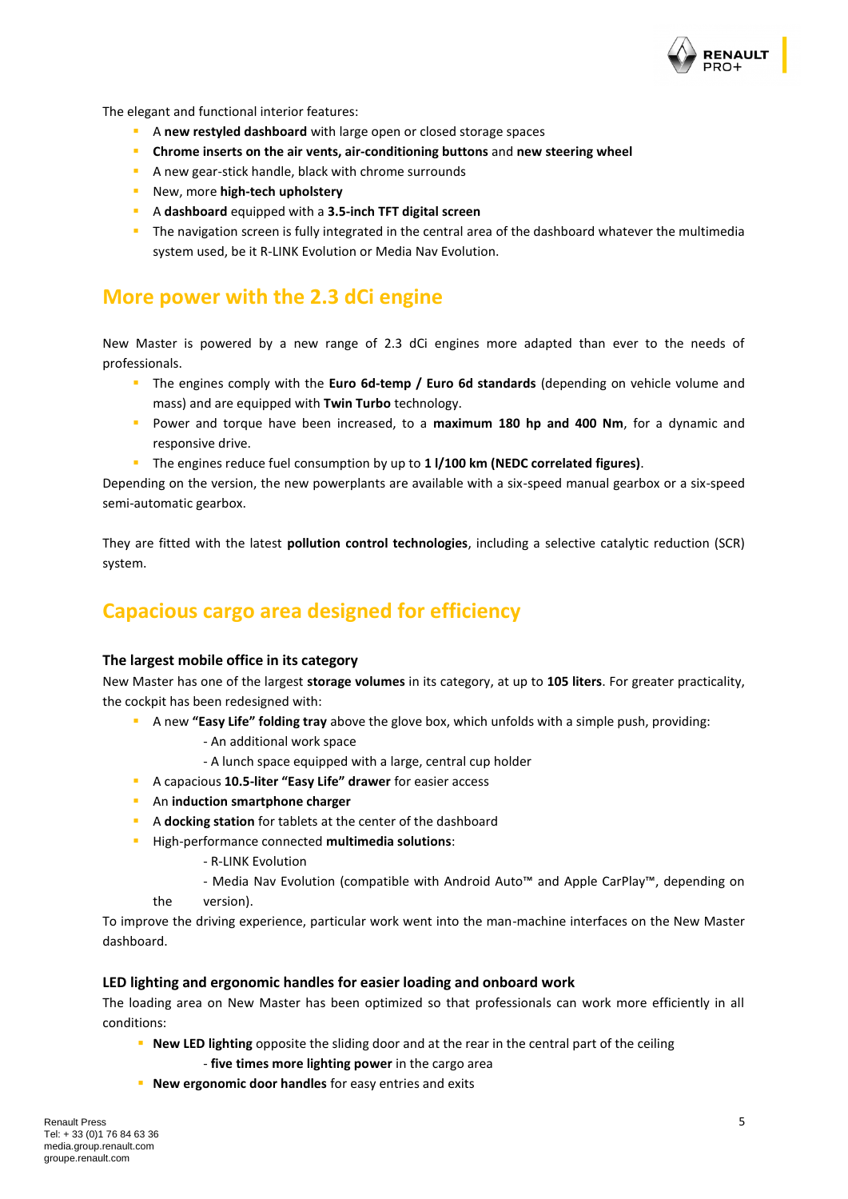The elegant and functional interior features:

- A **new restyled dashboard** with large open or closed storage spaces
- **Chrome inserts on the air vents, air-conditioning buttons** and **new steering wheel**
- A new gear-stick handle, black with chrome surrounds
- New, more **high-tech upholstery**
- A **dashboard** equipped with a **3.5-inch TFT digital screen**
- The navigation screen is fully integrated in the central area of the dashboard whatever the multimedia system used, be it R-LINK Evolution or Media Nav Evolution.

## More power with the 2.3 dCi engine

New Master is powered by a new range of 2.3 dCi engines more adapted than ever to the needs of professionals.

- The engines comply with the **Euro 6d-temp / Euro 6d standards** (depending on vehicle volume and mass) and are equipped with **Twin Turbo** technology.
- Power and torque have been increased, to a **maximum 180 hp and 400 Nm**, for a dynamic and responsive drive.
- The engines reduce fuel consumption by up to **1 l/100 km (NEDC correlated figures)**.

Depending on the version, the new powerplants are available with a six-speed manual gearbox or a six-speed semi-automatic gearbox.

They are fitted with the latest **pollution control technologies**, including a selective catalytic reduction (SCR) system.

## Capacious cargo area designed for efficiency

### The largest mobile office in its category

New Master has one of the largest **storage volumes** in its category, at up to **105 liters**. For greater practicality, the cockpit has been redesigned with:

- A new **"Easy Life" folding tray** above the glove box, which unfolds with a simple push, providing:
  - An additional work space
  - A lunch space equipped with a large, central cup holder
- A capacious **10.5-liter "Easy Life" drawer** for easier access
- An **induction smartphone charger**
- A **docking station** for tablets at the center of the dashboard
- High-performance connected **multimedia solutions**:
  - R-LINK Evolution
  - Media Nav Evolution (compatible with Android Auto™ and Apple CarPlay™, depending on the version).

To improve the driving experience, particular work went into the man-machine interfaces on the New Master dashboard.

### LED lighting and ergonomic handles for easier loading and onboard work

The loading area on New Master has been optimized so that professionals can work more efficiently in all conditions:

- **New LED lighting** opposite the sliding door and at the rear in the central part of the ceiling
  - **five times more lighting power** in the cargo area
- **New ergonomic door handles** for easy entries and exits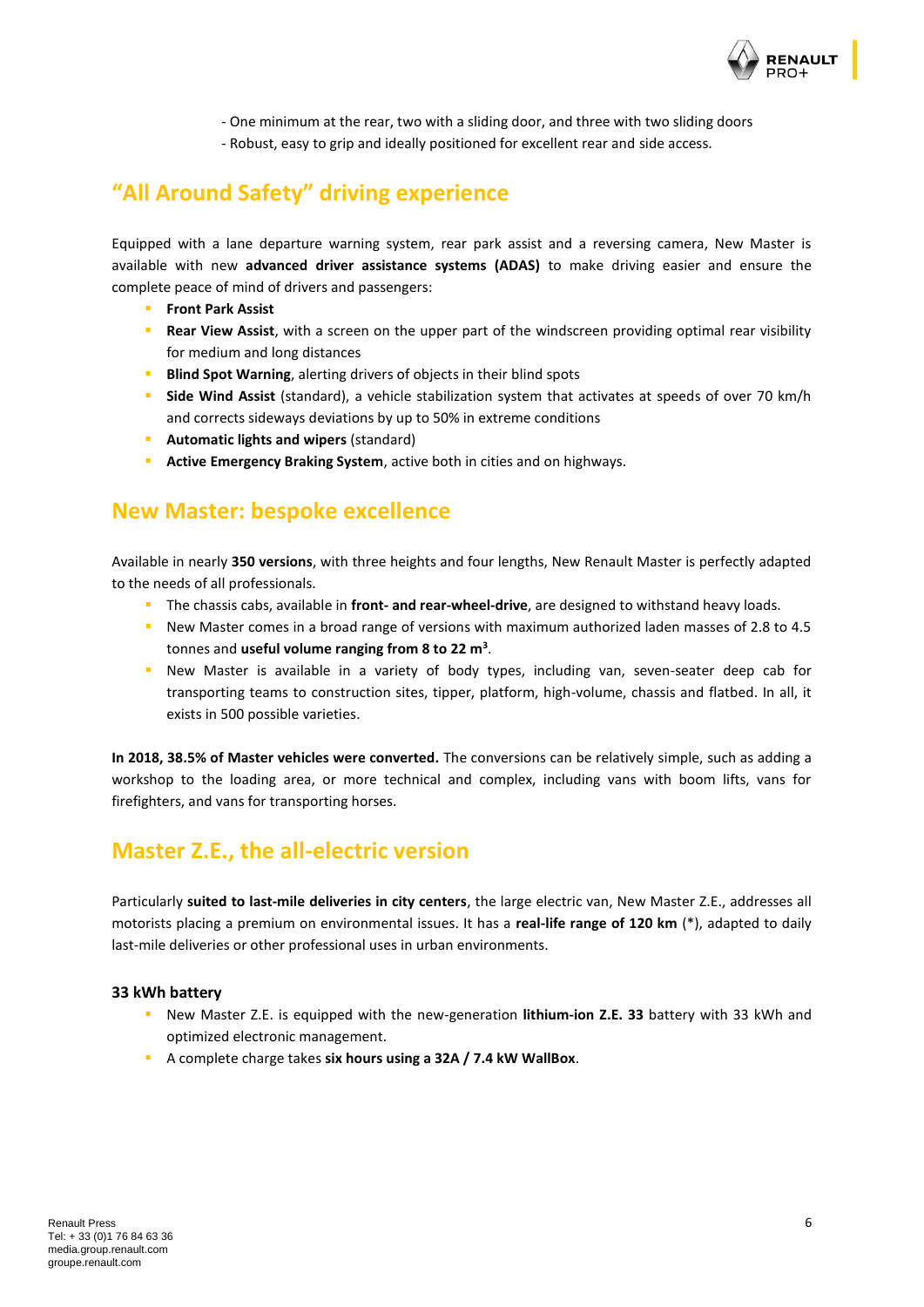- One minimum at the rear, two with a sliding door, and three with two sliding doors
- Robust, easy to grip and ideally positioned for excellent rear and side access.

## “All Around Safety” driving experience

Equipped with a lane departure warning system, rear park assist and a reversing camera, New Master is available with new **advanced driver assistance systems (ADAS)** to make driving easier and ensure the complete peace of mind of drivers and passengers:

- **Front Park Assist**
- **Rear View Assist**, with a screen on the upper part of the windscreen providing optimal rear visibility for medium and long distances
- **Blind Spot Warning**, alerting drivers of objects in their blind spots
- **Side Wind Assist** (standard), a vehicle stabilization system that activates at speeds of over 70 km/h and corrects sideways deviations by up to 50% in extreme conditions
- **Automatic lights and wipers** (standard)
- **Active Emergency Braking System**, active both in cities and on highways.

## New Master: bespoke excellence

Available in nearly **350 versions**, with three heights and four lengths, New Renault Master is perfectly adapted to the needs of all professionals.

- The chassis cabs, available in **front- and rear-wheel-drive**, are designed to withstand heavy loads.
- New Master comes in a broad range of versions with maximum authorized laden masses of 2.8 to 4.5 tonnes and **useful volume ranging from 8 to 22 m$^3$**.
- New Master is available in a variety of body types, including van, seven-seater deep cab for transporting teams to construction sites, tipper, platform, high-volume, chassis and flatbed. In all, it exists in 500 possible varieties.

**In 2018, 38.5% of Master vehicles were converted.** The conversions can be relatively simple, such as adding a workshop to the loading area, or more technical and complex, including vans with boom lifts, vans for firefighters, and vans for transporting horses.

## Master Z.E., the all-electric version

Particularly **suited to last-mile deliveries in city centers**, the large electric van, New Master Z.E., addresses all motorists placing a premium on environmental issues. It has a **real-life range of 120 km** (*), adapted to daily last-mile deliveries or other professional uses in urban environments.

### 33 kWh battery

- New Master Z.E. is equipped with the new-generation **lithium-ion Z.E. 33** battery with 33 kWh and optimized electronic management.
- A complete charge takes **six hours using a 32A / 7.4 kW WallBox**.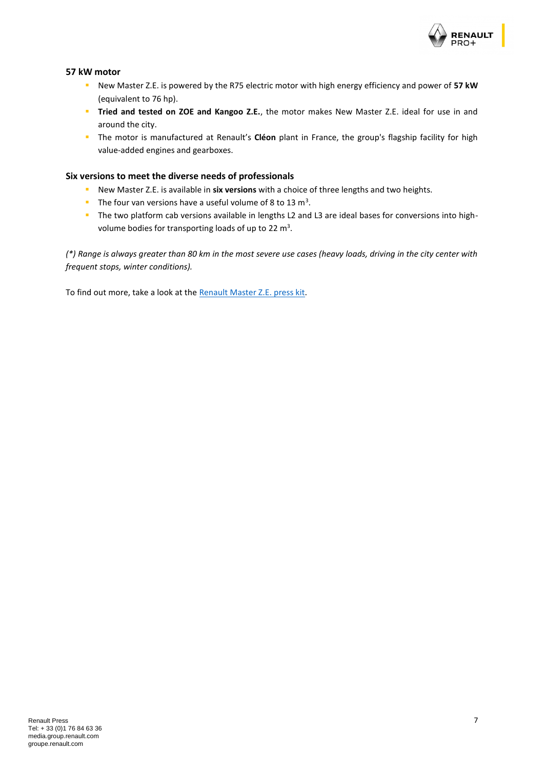### 57 kW motor

- New Master Z.E. is powered by the R75 electric motor with high energy efficiency and power of **57 kW** (equivalent to 76 hp).
- **Tried and tested on ZOE and Kangoo Z.E.**, the motor makes New Master Z.E. ideal for use in and around the city.
- The motor is manufactured at Renault's **Cléon** plant in France, the group's flagship facility for high value-added engines and gearboxes.

### Six versions to meet the diverse needs of professionals

- New Master Z.E. is available in **six versions** with a choice of three lengths and two heights.
- The four van versions have a useful volume of 8 to 13 $m^3$.
- The two platform cab versions available in lengths L2 and L3 are ideal bases for conversions into high-volume bodies for transporting loads of up to 22 $m^3$.

*(*) Range is always greater than 80 km in the most severe use cases (heavy loads, driving in the city center with frequent stops, winter conditions).*

To find out more, take a look at the Renault Master Z.E. press kit.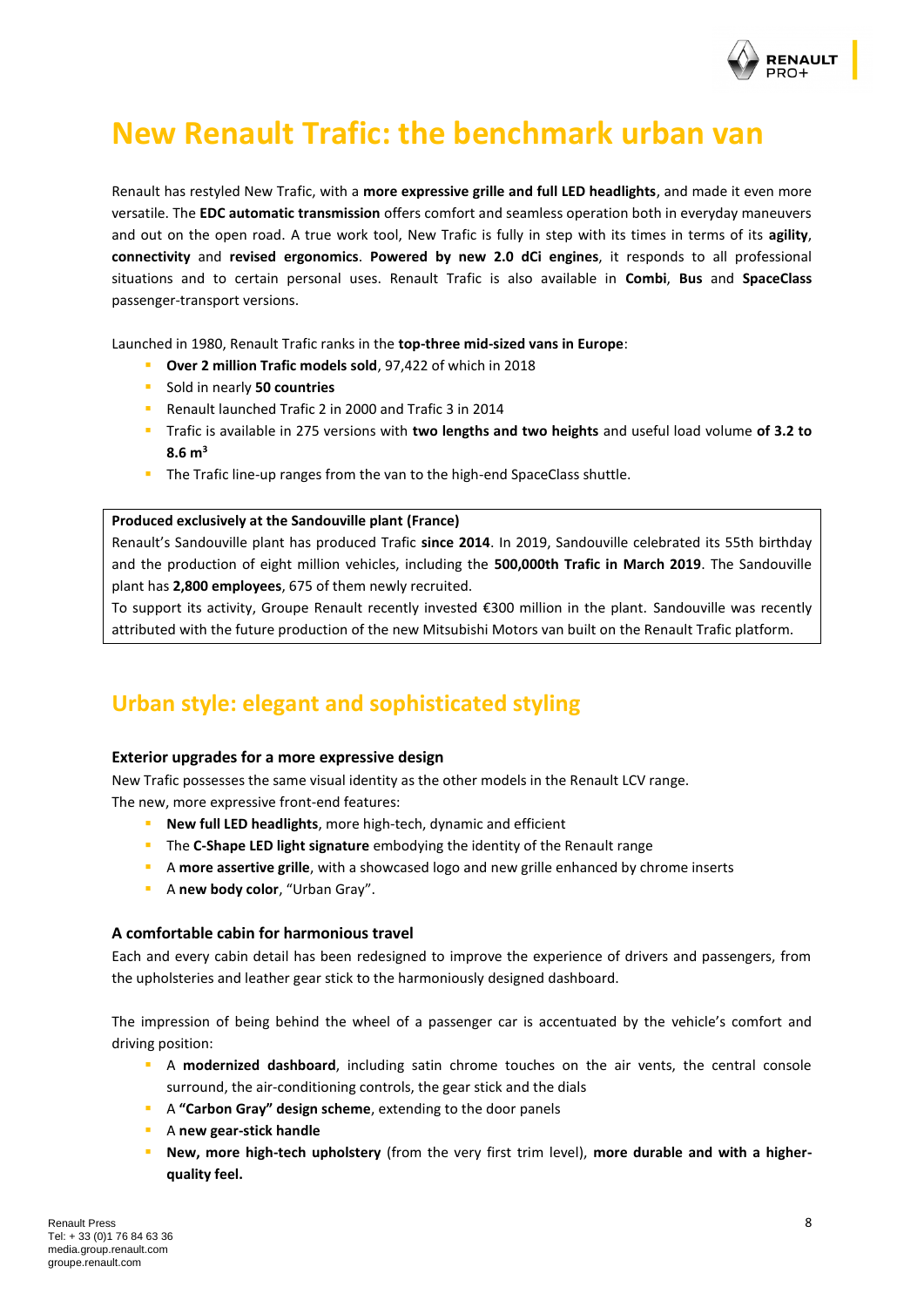# New Renault Trafic: the benchmark urban van

Renault has restyled New Trafic, with a **more expressive grille and full LED headlights**, and made it even more versatile. The **EDC automatic transmission** offers comfort and seamless operation both in everyday maneuvers and out on the open road. A true work tool, New Trafic is fully in step with its times in terms of its **agility**, **connectivity** and **revised ergonomics**. **Powered by new 2.0 dCi engines**, it responds to all professional situations and to certain personal uses. Renault Trafic is also available in **Combi**, **Bus** and **SpaceClass** passenger-transport versions.

Launched in 1980, Renault Trafic ranks in the **top-three mid-sized vans in Europe**:

- **Over 2 million Trafic models sold**, 97,422 of which in 2018
- Sold in nearly **50 countries**
- Renault launched Trafic 2 in 2000 and Trafic 3 in 2014
- Trafic is available in 275 versions with **two lengths and two heights** and useful load volume **of 3.2 to 8.6 m$^3$**
- The Trafic line-up ranges from the van to the high-end SpaceClass shuttle.

**Produced exclusively at the Sandouville plant (France)**

Renault's Sandouville plant has produced Trafic **since 2014**. In 2019, Sandouville celebrated its 55th birthday and the production of eight million vehicles, including the **500,000th Trafic in March 2019**. The Sandouville plant has **2,800 employees**, 675 of them newly recruited.

To support its activity, Groupe Renault recently invested €300 million in the plant. Sandouville was recently attributed with the future production of the new Mitsubishi Motors van built on the Renault Trafic platform.

## Urban style: elegant and sophisticated styling

### Exterior upgrades for a more expressive design

New Trafic possesses the same visual identity as the other models in the Renault LCV range.
The new, more expressive front-end features:

- **New full LED headlights**, more high-tech, dynamic and efficient
- The **C-Shape LED light signature** embodying the identity of the Renault range
- A **more assertive grille**, with a showcased logo and new grille enhanced by chrome inserts
- A **new body color**, "Urban Gray".

### A comfortable cabin for harmonious travel

Each and every cabin detail has been redesigned to improve the experience of drivers and passengers, from the upholsteries and leather gear stick to the harmoniously designed dashboard.

The impression of being behind the wheel of a passenger car is accentuated by the vehicle's comfort and driving position:

- A **modernized dashboard**, including satin chrome touches on the air vents, the central console surround, the air-conditioning controls, the gear stick and the dials
- A **"Carbon Gray" design scheme**, extending to the door panels
- A **new gear-stick handle**
- **New, more high-tech upholstery** (from the very first trim level), **more durable and with a higher-quality feel.**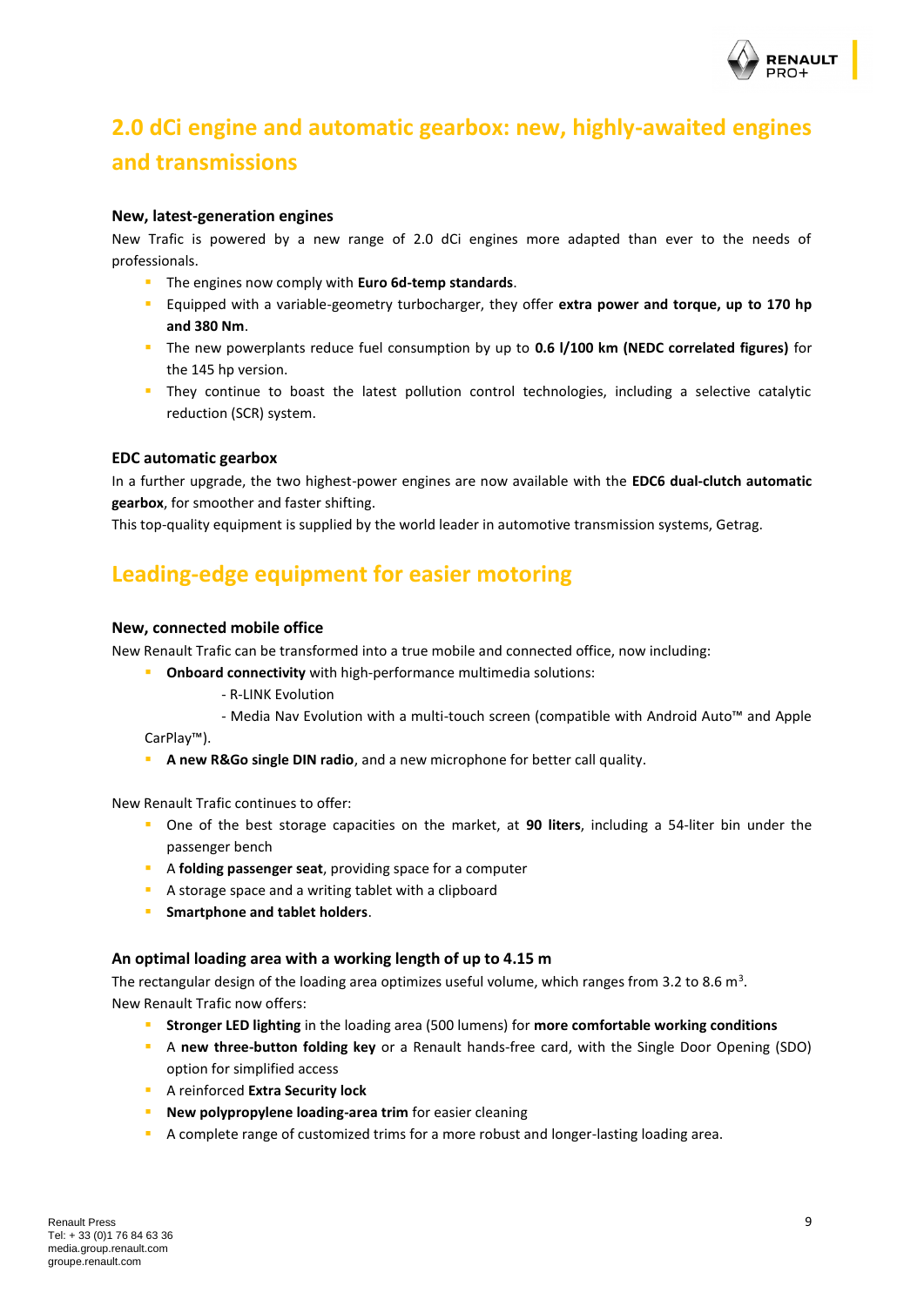# 2.0 dCi engine and automatic gearbox: new, highly-awaited engines and transmissions

### New, latest-generation engines

New Trafic is powered by a new range of 2.0 dCi engines more adapted than ever to the needs of professionals.

- The engines now comply with **Euro 6d-temp standards**.
- Equipped with a variable-geometry turbocharger, they offer **extra power and torque, up to 170 hp and 380 Nm**.
- The new powerplants reduce fuel consumption by up to **0.6 l/100 km (NEDC correlated figures)** for the 145 hp version.
- They continue to boast the latest pollution control technologies, including a selective catalytic reduction (SCR) system.

### EDC automatic gearbox

In a further upgrade, the two highest-power engines are now available with the **EDC6 dual-clutch automatic gearbox**, for smoother and faster shifting.

This top-quality equipment is supplied by the world leader in automotive transmission systems, Getrag.

# Leading-edge equipment for easier motoring

### New, connected mobile office

New Renault Trafic can be transformed into a true mobile and connected office, now including:

- **Onboard connectivity** with high-performance multimedia solutions:
  - R-LINK Evolution
  - Media Nav Evolution with a multi-touch screen (compatible with Android Auto™ and Apple CarPlay™).
- **A new R&Go single DIN radio**, and a new microphone for better call quality.

New Renault Trafic continues to offer:

- One of the best storage capacities on the market, at **90 liters**, including a 54-liter bin under the passenger bench
- A **folding passenger seat**, providing space for a computer
- A storage space and a writing tablet with a clipboard
- **Smartphone and tablet holders**.

### An optimal loading area with a working length of up to 4.15 m

The rectangular design of the loading area optimizes useful volume, which ranges from 3.2 to 8.6 $m^3$.

New Renault Trafic now offers:

- **Stronger LED lighting** in the loading area (500 lumens) for **more comfortable working conditions**
- A **new three-button folding key** or a Renault hands-free card, with the Single Door Opening (SDO) option for simplified access
- A reinforced **Extra Security lock**
- **New polypropylene loading-area trim** for easier cleaning
- A complete range of customized trims for a more robust and longer-lasting loading area.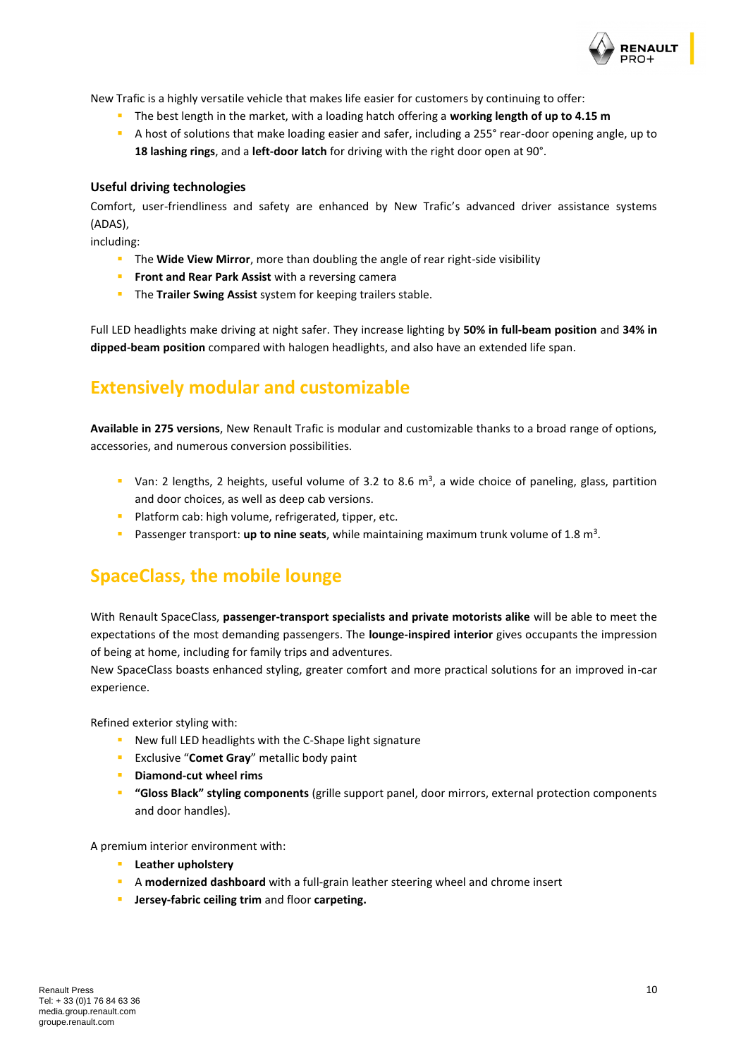New Trafic is a highly versatile vehicle that makes life easier for customers by continuing to offer:

- The best length in the market, with a loading hatch offering a **working length of up to 4.15 m**
- A host of solutions that make loading easier and safer, including a 255° rear-door opening angle, up to **18 lashing rings**, and a **left-door latch** for driving with the right door open at 90°.

### Useful driving technologies

Comfort, user-friendliness and safety are enhanced by New Trafic's advanced driver assistance systems (ADAS),
including:

- The **Wide View Mirror**, more than doubling the angle of rear right-side visibility
- **Front and Rear Park Assist** with a reversing camera
- The **Trailer Swing Assist** system for keeping trailers stable.

Full LED headlights make driving at night safer. They increase lighting by **50% in full-beam position** and **34% in dipped-beam position** compared with halogen headlights, and also have an extended life span.

## Extensively modular and customizable

**Available in 275 versions**, New Renault Trafic is modular and customizable thanks to a broad range of options, accessories, and numerous conversion possibilities.

- Van: 2 lengths, 2 heights, useful volume of 3.2 to 8.6 $m^3$, a wide choice of paneling, glass, partition and door choices, as well as deep cab versions.
- Platform cab: high volume, refrigerated, tipper, etc.
- Passenger transport: **up to nine seats**, while maintaining maximum trunk volume of 1.8 $m^3$.

## SpaceClass, the mobile lounge

With Renault SpaceClass, **passenger-transport specialists and private motorists alike** will be able to meet the expectations of the most demanding passengers. The **lounge-inspired interior** gives occupants the impression of being at home, including for family trips and adventures.
New SpaceClass boasts enhanced styling, greater comfort and more practical solutions for an improved in-car experience.

Refined exterior styling with:

- New full LED headlights with the C-Shape light signature
- Exclusive "**Comet Gray**" metallic body paint
- **Diamond-cut wheel rims**
- **"Gloss Black" styling components** (grille support panel, door mirrors, external protection components and door handles).

A premium interior environment with:

- **Leather upholstery**
- A **modernized dashboard** with a full-grain leather steering wheel and chrome insert
- **Jersey-fabric ceiling trim** and floor **carpeting.**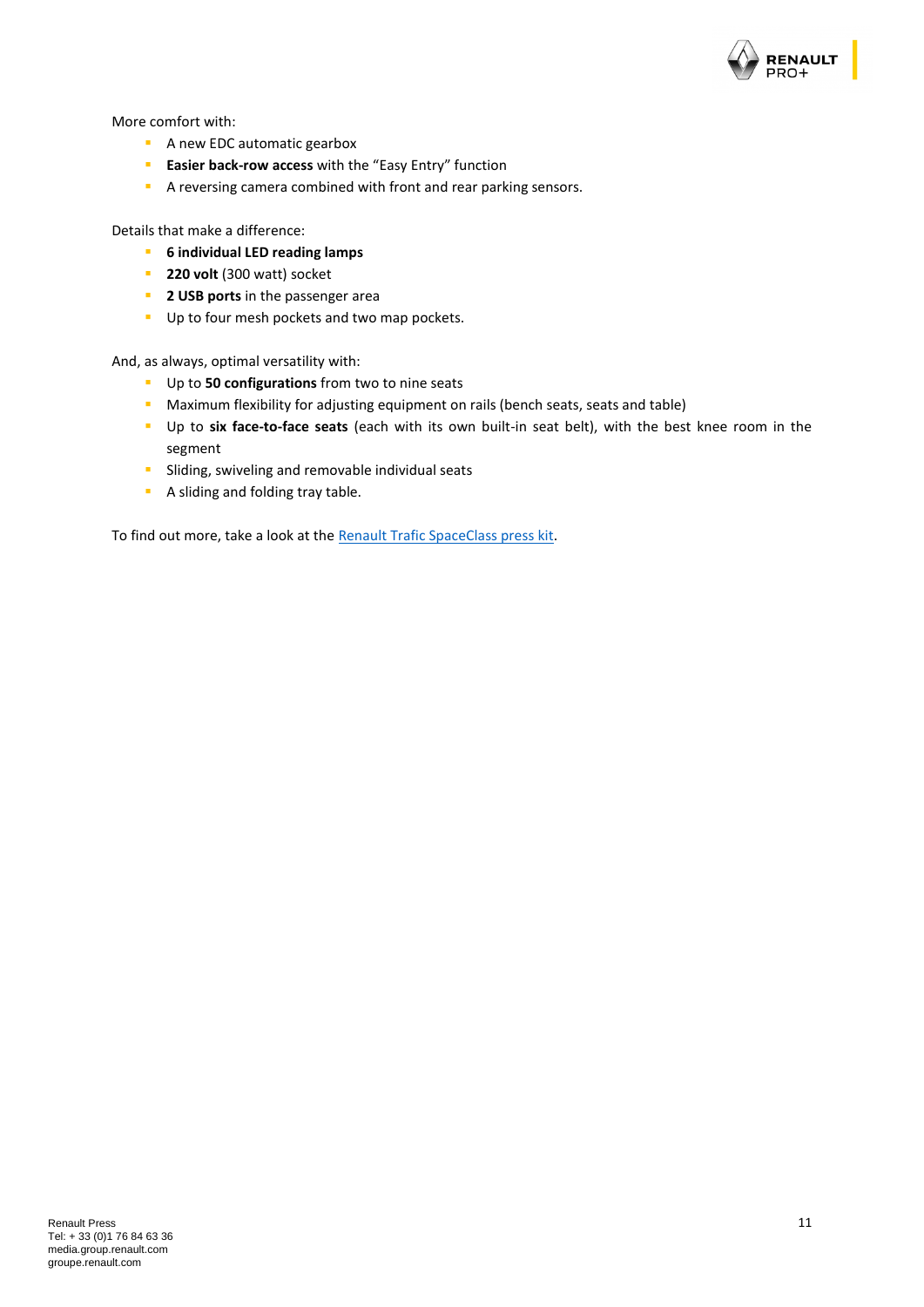More comfort with:

- A new EDC automatic gearbox
- **Easier back-row access** with the “Easy Entry” function
- A reversing camera combined with front and rear parking sensors.

Details that make a difference:

- **6 individual LED reading lamps**
- **220 volt** (300 watt) socket
- **2 USB ports** in the passenger area
- Up to four mesh pockets and two map pockets.

And, as always, optimal versatility with:

- Up to **50 configurations** from two to nine seats
- Maximum flexibility for adjusting equipment on rails (bench seats, seats and table)
- Up to **six face-to-face seats** (each with its own built-in seat belt), with the best knee room in the segment
- Sliding, swiveling and removable individual seats
- A sliding and folding tray table.

To find out more, take a look at the Renault Trafic SpaceClass press kit.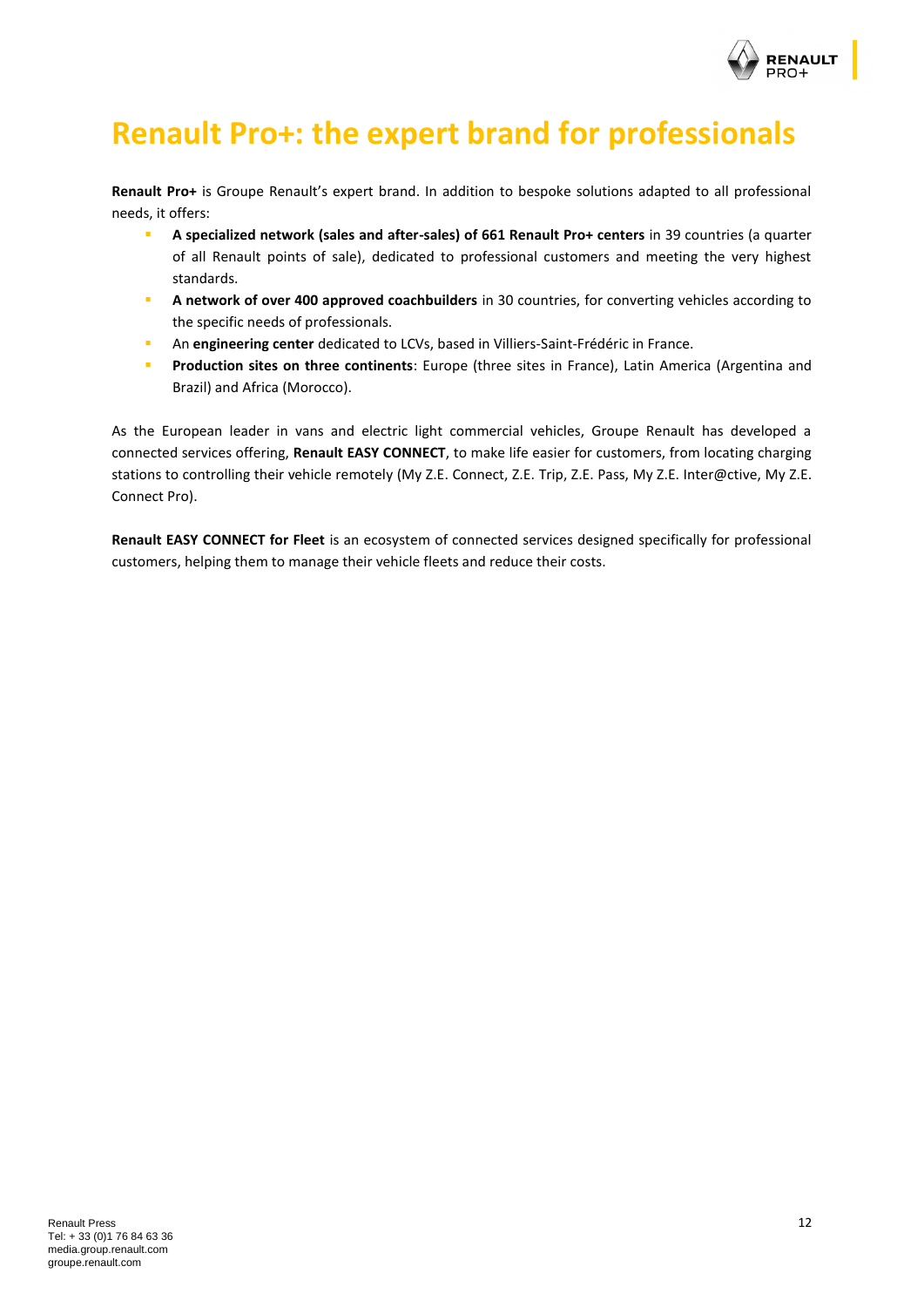# Renault Pro+: the expert brand for professionals

**Renault Pro+** is Groupe Renault's expert brand. In addition to bespoke solutions adapted to all professional needs, it offers:

- **A specialized network (sales and after-sales) of 661 Renault Pro+ centers** in 39 countries (a quarter of all Renault points of sale), dedicated to professional customers and meeting the very highest standards.
- **A network of over 400 approved coachbuilders** in 30 countries, for converting vehicles according to the specific needs of professionals.
- An **engineering center** dedicated to LCVs, based in Villiers-Saint-Frédéric in France.
- **Production sites on three continents**: Europe (three sites in France), Latin America (Argentina and Brazil) and Africa (Morocco).

As the European leader in vans and electric light commercial vehicles, Groupe Renault has developed a connected services offering, **Renault EASY CONNECT**, to make life easier for customers, from locating charging stations to controlling their vehicle remotely (My Z.E. Connect, Z.E. Trip, Z.E. Pass, My Z.E. Inter@ctive, My Z.E. Connect Pro).

**Renault EASY CONNECT for Fleet** is an ecosystem of connected services designed specifically for professional customers, helping them to manage their vehicle fleets and reduce their costs.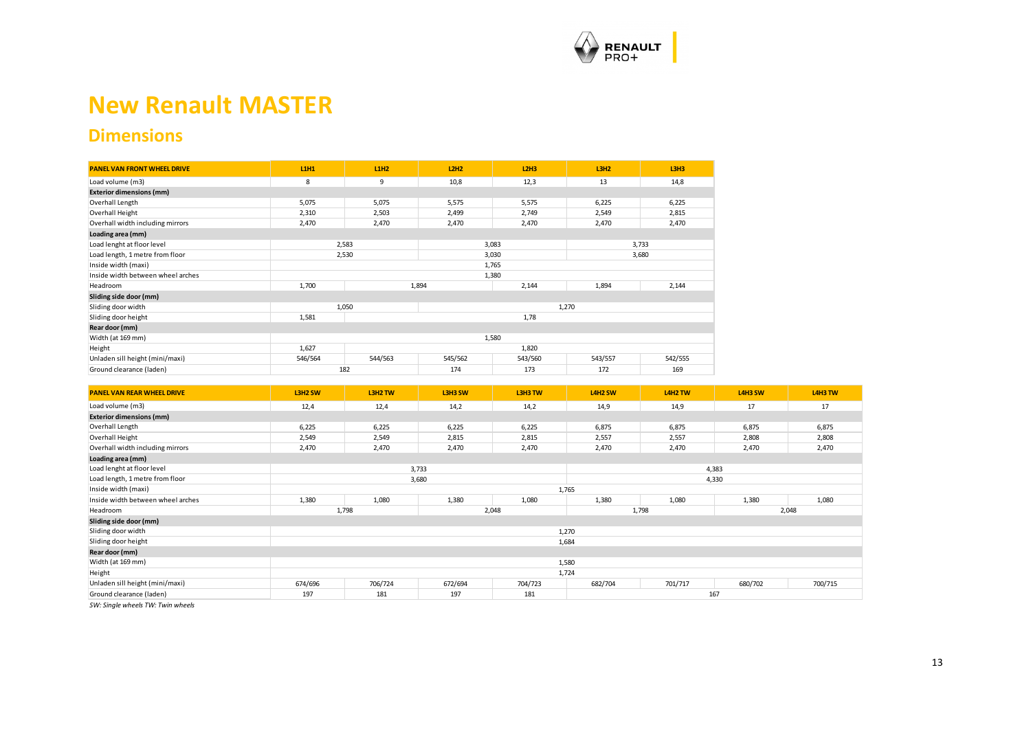# New Renault MASTER

## Dimensions

| PANEL VAN FRONT WHEEL DRIVE | L1H1 | L1H2 | L2H2 | L2H3 | L3H2 | L3H3 |
|---|---|---|---|---|---|---|
| Load volume (m3) | 8 | 9 | 10,8 | 12,3 | 13 | 14,8 |
| **Exterior dimensions (mm)** | | | | | | |
| Overhall Length | 5,075 | 5,075 | 5,575 | 5,575 | 6,225 | 6,225 |
| Overhall Height | 2,310 | 2,503 | 2,499 | 2,749 | 2,549 | 2,815 |
| Overhall width including mirrors | 2,470 | 2,470 | 2,470 | 2,470 | 2,470 | 2,470 |
| **Loading area (mm)** | | | | | | |
| Load lenght at floor level | 2,583 | | 3,083 | | 3,733 | |
| Load length, 1 metre from floor | 2,530 | | 3,030 | | 3,680 | |
| Inside width (maxi) | 1,765 | | | | | |
| Inside width between wheel arches | 1,380 | | | | | |
| Headroom | 1,700 | 1,894 | | 2,144 | 1,894 | 2,144 |
| **Sliding side door (mm)** | | | | | | |
| Sliding door width | 1,050 | | 1,270 | | | |
| Sliding door height | 1,581 | 1,78 | | | | |
| **Rear door (mm)** | | | | | | |
| Width (at 169 mm) | 1,580 | | | | | |
| Height | 1,627 | 1,820 | | | | |
| Unladen sill height (mini/maxi) | 546/564 | 544/563 | 545/562 | 543/560 | 543/557 | 542/555 |
| Ground clearance (laden) | 182 | | 174 | 173 | 172 | 169 |

| PANEL VAN REAR WHEEL DRIVE | L3H2 SW | L3H2 TW | L3H3 SW | L3H3 TW | L4H2 SW | L4H2 TW | L4H3 SW | L4H3 TW |
|---|---|---|---|---|---|---|---|---|
| Load volume (m3) | 12,4 | 12,4 | 14,2 | 14,2 | 14,9 | 14,9 | 17 | 17 |
| **Exterior dimensions (mm)** | | | | | | | | |
| Overhall Length | 6,225 | 6,225 | 6,225 | 6,225 | 6,875 | 6,875 | 6,875 | 6,875 |
| Overhall Height | 2,549 | 2,549 | 2,815 | 2,815 | 2,557 | 2,557 | 2,808 | 2,808 |
| Overhall width including mirrors | 2,470 | 2,470 | 2,470 | 2,470 | 2,470 | 2,470 | 2,470 | 2,470 |
| **Loading area (mm)** | | | | | | | | |
| Load lenght at floor level | 3,733 | | | | 4,383 | | | |
| Load length, 1 metre from floor | 3,680 | | | | 4,330 | | | |
| Inside width (maxi) | 1,765 | | | | | | | |
| Inside width between wheel arches | 1,380 | 1,080 | 1,380 | 1,080 | 1,380 | 1,080 | 1,380 | 1,080 |
| Headroom | 1,798 | | 2,048 | | 1,798 | | 2,048 | |
| **Sliding side door (mm)** | | | | | | | | |
| Sliding door width | 1,270 | | | | | | | |
| Sliding door height | 1,684 | | | | | | | |
| **Rear door (mm)** | | | | | | | | |
| Width (at 169 mm) | 1,580 | | | | | | | |
| Height | 1,724 | | | | | | | |
| Unladen sill height (mini/maxi) | 674/696 | 706/724 | 672/694 | 704/723 | 682/704 | 701/717 | 680/702 | 700/715 |
| Ground clearance (laden) | 197 | 181 | 197 | 181 | 167 | | | |

*SW: Single wheels TW: Twin wheels*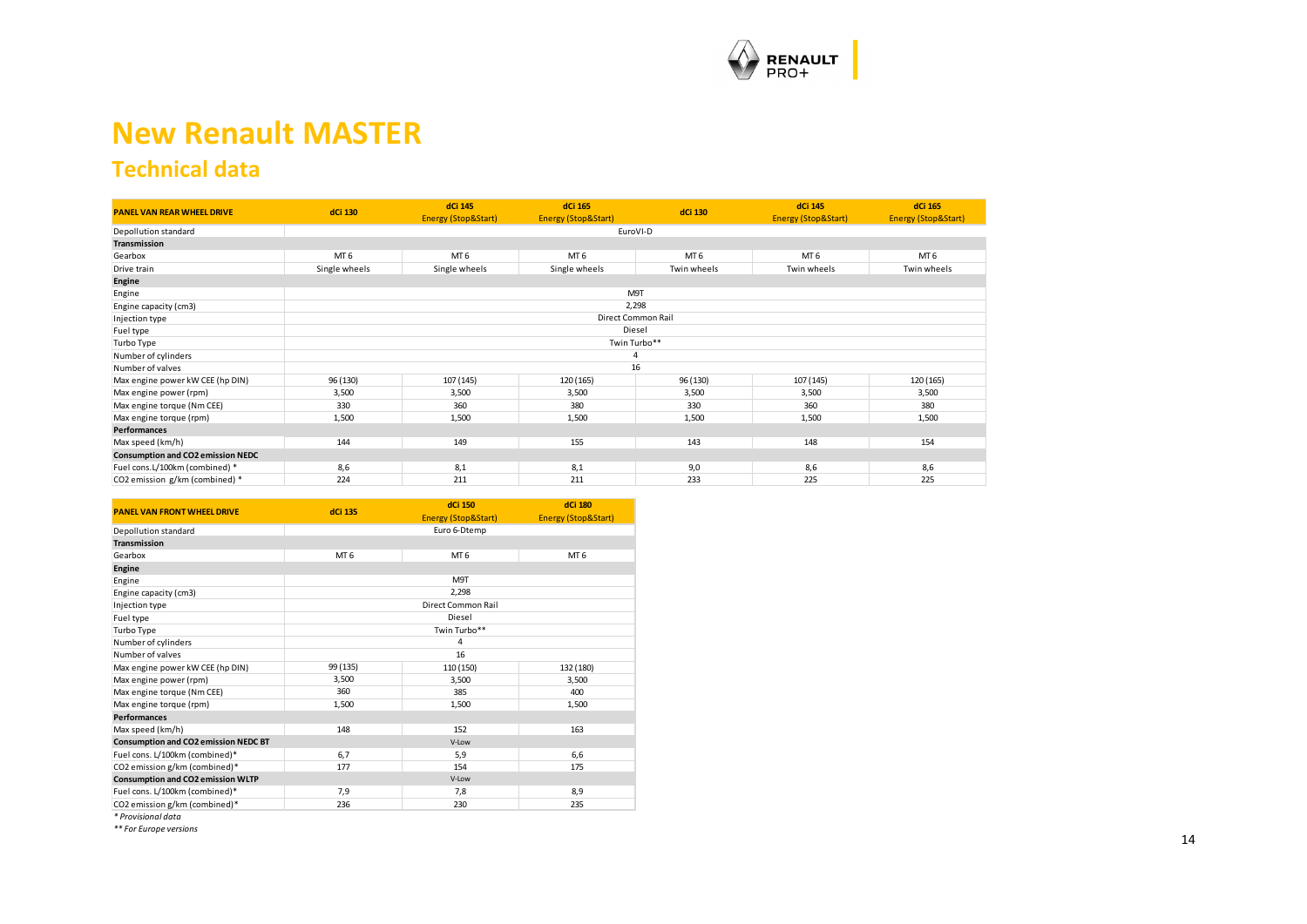# New Renault MASTER

## Technical data

| PANEL VAN REAR WHEEL DRIVE | dCi 130 | dCi 145 Energy (Stop&Start) | dCi 165 Energy (Stop&Start) | dCi 130 | dCi 145 Energy (Stop&Start) | dCi 165 Energy (Stop&Start) |
|---|---|---|---|---|---|---|
| Depollution standard | EuroVI-D | | | | | |
| **Transmission** | | | | | | |
| Gearbox | MT 6 | MT 6 | MT 6 | MT 6 | MT 6 | MT 6 |
| Drive train | Single wheels | Single wheels | Single wheels | Twin wheels | Twin wheels | Twin wheels |
| **Engine** | | | | | | |
| Engine | M9T | | | | | |
| Engine capacity (cm3) | 2,298 | | | | | |
| Injection type | Direct Common Rail | | | | | |
| Fuel type | Diesel | | | | | |
| Turbo Type | Twin Turbo** | | | | | |
| Number of cylinders | 4 | | | | | |
| Number of valves | 16 | | | | | |
| Max engine power kW CEE (hp DIN) | 96 (130) | 107 (145) | 120 (165) | 96 (130) | 107 (145) | 120 (165) |
| Max engine power (rpm) | 3,500 | 3,500 | 3,500 | 3,500 | 3,500 | 3,500 |
| Max engine torque (Nm CEE) | 330 | 360 | 380 | 330 | 360 | 380 |
| Max engine torque (rpm) | 1,500 | 1,500 | 1,500 | 1,500 | 1,500 | 1,500 |
| **Performances** | | | | | | |
| Max speed (km/h) | 144 | 149 | 155 | 143 | 148 | 154 |
| **Consumption and CO2 emission NEDC** | | | | | | |
| Fuel cons.L/100km (combined) * | 8,6 | 8,1 | 8,1 | 9,0 | 8,6 | 8,6 |
| CO2 emission g/km (combined) * | 224 | 211 | 211 | 233 | 225 | 225 |

| PANEL VAN FRONT WHEEL DRIVE | dCi 135 | dCi 150 Energy (Stop&Start) | dCi 180 Energy (Stop&Start) |
|---|---|---|---|
| Depollution standard | Euro 6-Dtemp | | |
| **Transmission** | | | |
| Gearbox | MT 6 | MT 6 | MT 6 |
| **Engine** | | | |
| Engine | M9T | | |
| Engine capacity (cm3) | 2,298 | | |
| Injection type | Direct Common Rail | | |
| Fuel type | Diesel | | |
| Turbo Type | Twin Turbo** | | |
| Number of cylinders | 4 | | |
| Number of valves | 16 | | |
| Max engine power kW CEE (hp DIN) | 99 (135) | 110 (150) | 132 (180) |
| Max engine power (rpm) | 3,500 | 3,500 | 3,500 |
| Max engine torque (Nm CEE) | 360 | 385 | 400 |
| Max engine torque (rpm) | 1,500 | 1,500 | 1,500 |
| **Performances** | | | |
| Max speed (km/h) | 148 | 152 | 163 |
| **Consumption and CO2 emission NEDC BT** | V-Low | | |
| Fuel cons. L/100km (combined)* | 6,7 | 5,9 | 6,6 |
| CO2 emission g/km (combined)* | 177 | 154 | 175 |
| **Consumption and CO2 emission WLTP** | V-Low | | |
| Fuel cons. L/100km (combined)* | 7,9 | 7,8 | 8,9 |
| CO2 emission g/km (combined)* | 236 | 230 | 235 |

*\* Provisional data*

*\*\* For Europe versions*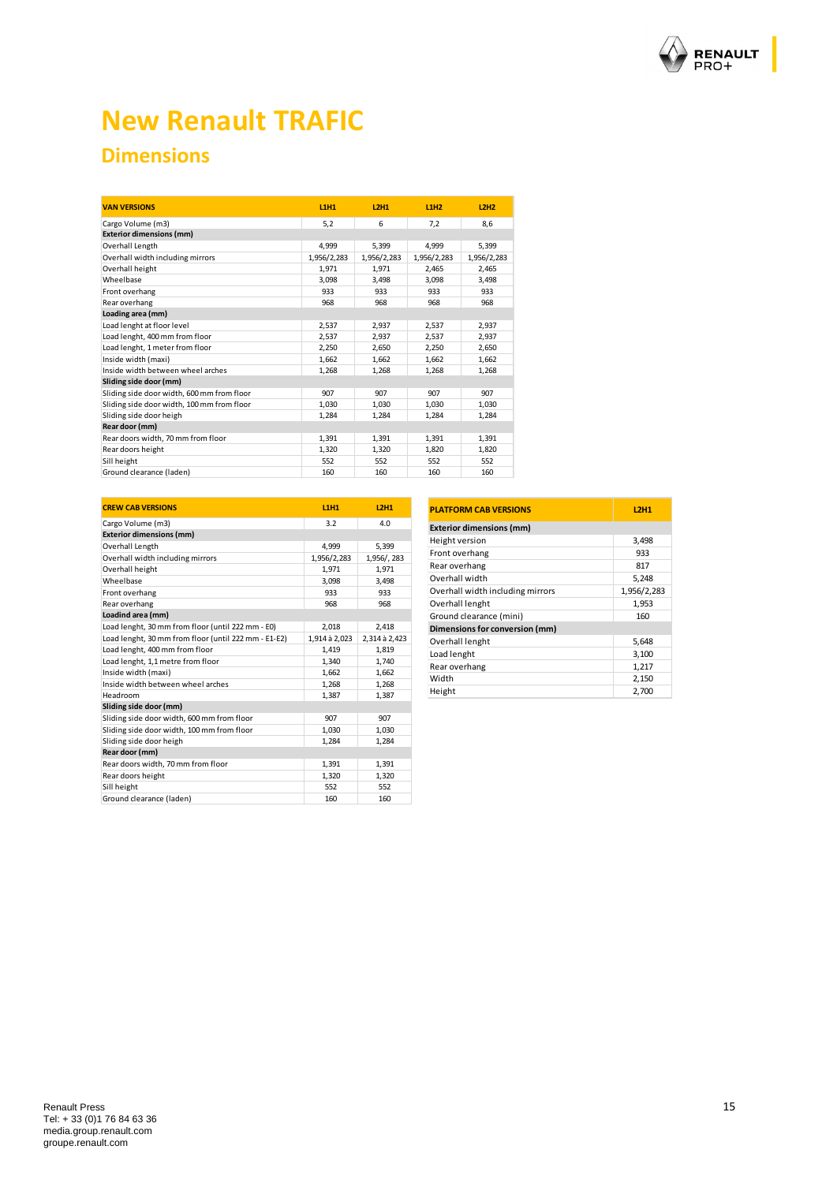# New Renault TRAFIC

## Dimensions

| VAN VERSIONS | L1H1 | L2H1 | L1H2 | L2H2 |
|---|---|---|---|---|
| Cargo Volume (m3) | 5,2 | 6 | 7,2 | 8,6 |
| **Exterior dimensions (mm)** | | | | |
| Overall Length | 4,999 | 5,399 | 4,999 | 5,399 |
| Overall width including mirrors | 1,956/2,283 | 1,956/2,283 | 1,956/2,283 | 1,956/2,283 |
| Overall height | 1,971 | 1,971 | 2,465 | 2,465 |
| Wheelbase | 3,098 | 3,498 | 3,098 | 3,498 |
| Front overhang | 933 | 933 | 933 | 933 |
| Rear overhang | 968 | 968 | 968 | 968 |
| **Loading area (mm)** | | | | |
| Load lenght at floor level | 2,537 | 2,937 | 2,537 | 2,937 |
| Load lenght, 400 mm from floor | 2,537 | 2,937 | 2,537 | 2,937 |
| Load lenght, 1 meter from floor | 2,250 | 2,650 | 2,250 | 2,650 |
| Inside width (maxi) | 1,662 | 1,662 | 1,662 | 1,662 |
| Inside width between wheel arches | 1,268 | 1,268 | 1,268 | 1,268 |
| **Sliding side door (mm)** | | | | |
| Sliding side door width, 600 mm from floor | 907 | 907 | 907 | 907 |
| Sliding side door width, 100 mm from floor | 1,030 | 1,030 | 1,030 | 1,030 |
| Sliding side door heigh | 1,284 | 1,284 | 1,284 | 1,284 |
| **Rear door (mm)** | | | | |
| Rear doors width, 70 mm from floor | 1,391 | 1,391 | 1,391 | 1,391 |
| Rear doors height | 1,320 | 1,320 | 1,820 | 1,820 |
| Sill height | 552 | 552 | 552 | 552 |
| Ground clearance (laden) | 160 | 160 | 160 | 160 |

| CREW CAB VERSIONS | L1H1 | L2H1 |
|---|---|---|
| Cargo Volume (m3) | 3.2 | 4.0 |
| **Exterior dimensions (mm)** | | |
| Overall Length | 4,999 | 5,399 |
| Overall width including mirrors | 1,956/2,283 | 1,956/, 283 |
| Overall height | 1,971 | 1,971 |
| Wheelbase | 3,098 | 3,498 |
| Front overhang | 933 | 933 |
| Rear overhang | 968 | 968 |
| **Loadind area (mm)** | | |
| Load lenght, 30 mm from floor (until 222 mm - E0) | 2,018 | 2,418 |
| Load lenght, 30 mm from floor (until 222 mm - E1-E2) | 1,914 à 2,023 | 2,314 à 2,423 |
| Load lenght, 400 mm from floor | 1,419 | 1,819 |
| Load lenght, 1,1 metre from floor | 1,340 | 1,740 |
| Inside width (maxi) | 1,662 | 1,662 |
| Inside width between wheel arches | 1,268 | 1,268 |
| Headroom | 1,387 | 1,387 |
| **Sliding side door (mm)** | | |
| Sliding side door width, 600 mm from floor | 907 | 907 |
| Sliding side door width, 100 mm from floor | 1,030 | 1,030 |
| Sliding side door heigh | 1,284 | 1,284 |
| **Rear door (mm)** | | |
| Rear doors width, 70 mm from floor | 1,391 | 1,391 |
| Rear doors height | 1,320 | 1,320 |
| Sill height | 552 | 552 |
| Ground clearance (laden) | 160 | 160 |

| PLATFORM CAB VERSIONS | L2H1 |
|---|---|
| **Exterior dimensions (mm)** | |
| Height version | 3,498 |
| Front overhang | 933 |
| Rear overhang | 817 |
| Overall width | 5,248 |
| Overall width including mirrors | 1,956/2,283 |
| Overall lenght | 1,953 |
| Ground clearance (mini) | 160 |
| **Dimensions for conversion (mm)** | |
| Overall lenght | 5,648 |
| Load lenght | 3,100 |
| Rear overhang | 1,217 |
| Width | 2,150 |
| Height | 2,700 |

Renault Press
Tel: + 33 (0)1 76 84 63 36
media.group.renault.com
groupe.renault.com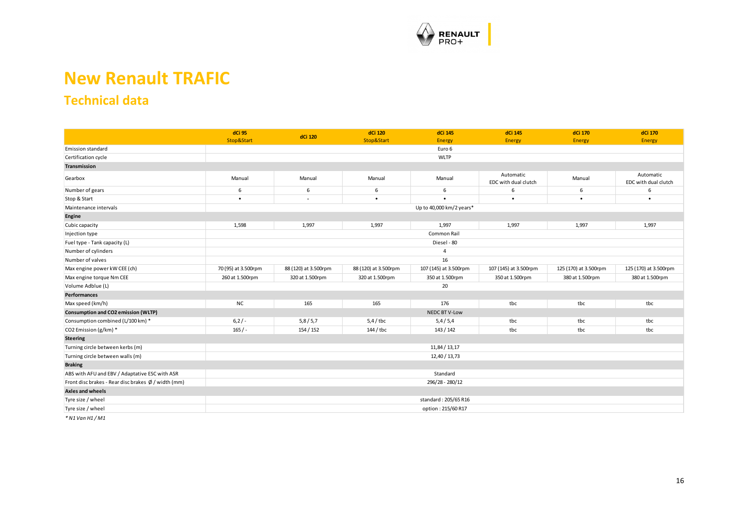# New Renault TRAFIC

## Technical data

| | dCi 95 Stop&Start | dCi 120 | dCi 120 Stop&Start | dCi 145 Energy | dCi 145 Energy | dCi 170 Energy | dCi 170 Energy |
|---|---|---|---|---|---|---|---|
| Emission standard | Euro 6 | | | | | | |
| Certification cycle | WLTP | | | | | | |
| **Transmission** | | | | | | | |
| Gearbox | Manual | Manual | Manual | Manual | Automatic EDC with dual clutch | Manual | Automatic EDC with dual clutch |
| Number of gears | 6 | 6 | 6 | 6 | 6 | 6 | 6 |
| Stop & Start | • | - | • | • | • | • | • |
| Maintenance intervals | Up to 40,000 km/2 years* | | | | | | |
| **Engine** | | | | | | | |
| Cubic capacity | 1,598 | 1,997 | 1,997 | 1,997 | 1,997 | 1,997 | 1,997 |
| Injection type | Common Rail | | | | | | |
| Fuel type - Tank capacity (L) | Diesel - 80 | | | | | | |
| Number of cylinders | 4 | | | | | | |
| Number of valves | 16 | | | | | | |
| Max engine power kW CEE (ch) | 70 (95) at 3.500rpm | 88 (120) at 3.500rpm | 88 (120) at 3.500rpm | 107 (145) at 3.500rpm | 107 (145) at 3.500rpm | 125 (170) at 3.500rpm | 125 (170) at 3.500rpm |
| Max engine torque Nm CEE | 260 at 1.500rpm | 320 at 1.500rpm | 320 at 1.500rpm | 350 at 1.500rpm | 350 at 1.500rpm | 380 at 1.500rpm | 380 at 1.500rpm |
| Volume Adblue (L) | 20 | | | | | | |
| **Performances** | | | | | | | |
| Max speed (km/h) | NC | 165 | 165 | 176 | tbc | tbc | tbc |
| **Consumption and CO2 emission (WLTP)** | NEDC BT V-Low | | | | | | |
| Consumption combined (L/100 km) * | 6,2 / - | 5,8 / 5,7 | 5,4 / tbc | 5,4 / 5,4 | tbc | tbc | tbc |
| CO2 Emission (g/km) * | 165 / - | 154 / 152 | 144 / tbc | 143 / 142 | tbc | tbc | tbc |
| **Steering** | | | | | | | |
| Turning circle between kerbs (m) | 11,84 / 13,17 | | | | | | |
| Turning circle between walls (m) | 12,40 / 13,73 | | | | | | |
| **Braking** | | | | | | | |
| ABS with AFU and EBV / Adaptative ESC with ASR | Standard | | | | | | |
| Front disc brakes - Rear disc brakes Ø / width (mm) | 296/28 - 280/12 | | | | | | |
| **Axles and wheels** | | | | | | | |
| Tyre size / wheel | standard : 205/65 R16 | | | | | | |
| Tyre size / wheel | option : 215/60 R17 | | | | | | |

*\* N1 Van H1 / M1*